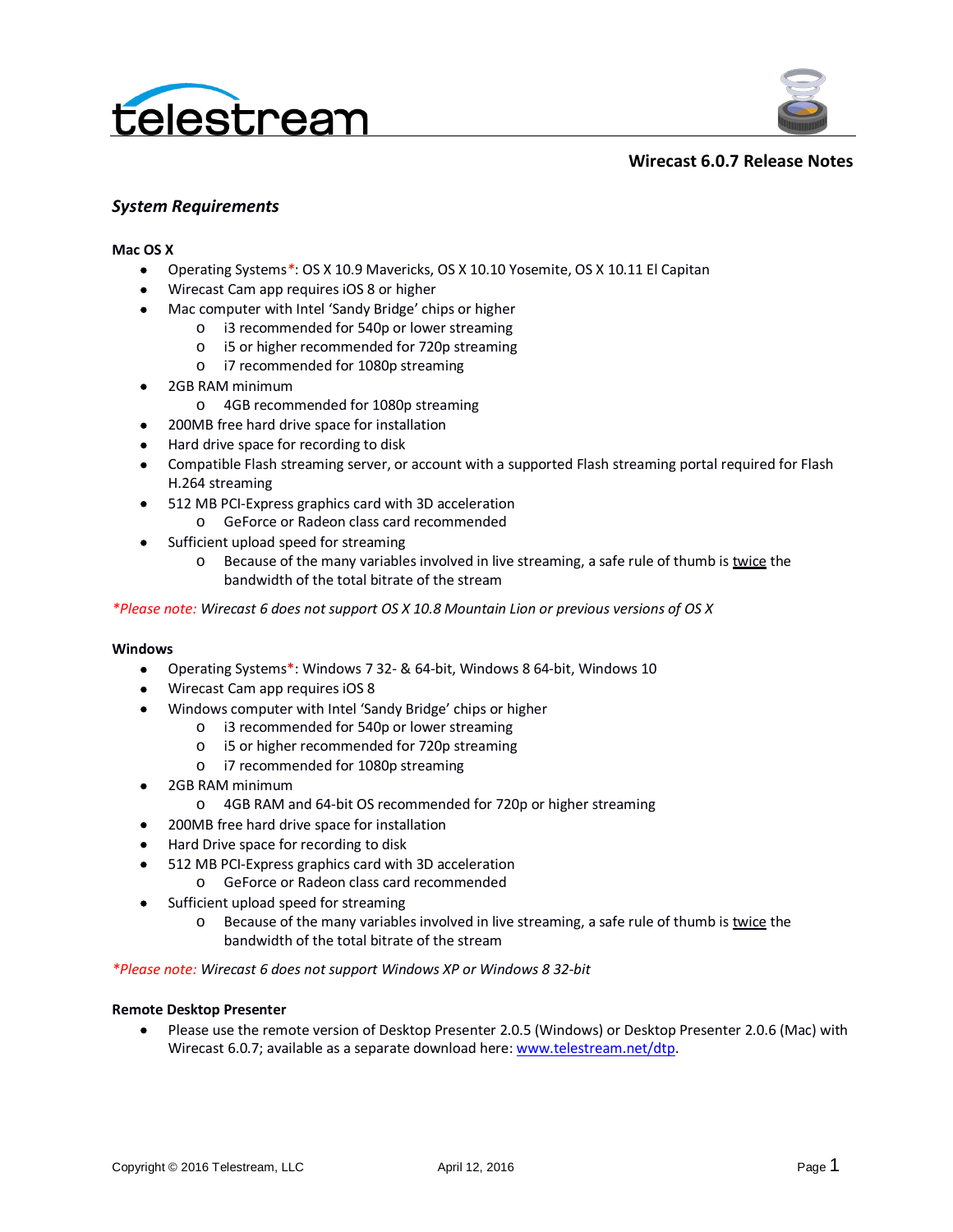telestream

# Wirecast 6.0.7 Release Notes

## *System Requirements*

**Mac OS X**

- Operating Systems*: OS X 10.9 Mavericks, OS X 10.10 Yosemite, OS X 10.11 El Capitan
- Wirecast Cam app requires iOS 8 or higher
- Mac computer with Intel 'Sandy Bridge' chips or higher
  - i3 recommended for 540p or lower streaming
  - i5 or higher recommended for 720p streaming
  - i7 recommended for 1080p streaming
- 2GB RAM minimum
  - 4GB recommended for 1080p streaming
- 200MB free hard drive space for installation
- Hard drive space for recording to disk
- Compatible Flash streaming server, or account with a supported Flash streaming portal required for Flash H.264 streaming
- 512 MB PCI-Express graphics card with 3D acceleration
  - GeForce or Radeon class card recommended
- Sufficient upload speed for streaming
  - Because of the many variables involved in live streaming, a safe rule of thumb is twice the bandwidth of the total bitrate of the stream

**Please note:* *Wirecast 6 does not support OS X 10.8 Mountain Lion or previous versions of OS X*

**Windows**

- Operating Systems*: Windows 7 32- & 64-bit, Windows 8 64-bit, Windows 10
- Wirecast Cam app requires iOS 8
- Windows computer with Intel 'Sandy Bridge' chips or higher
  - i3 recommended for 540p or lower streaming
  - i5 or higher recommended for 720p streaming
  - i7 recommended for 1080p streaming
- 2GB RAM minimum
  - 4GB RAM and 64-bit OS recommended for 720p or higher streaming
- 200MB free hard drive space for installation
- Hard Drive space for recording to disk
- 512 MB PCI-Express graphics card with 3D acceleration
  - GeForce or Radeon class card recommended
- Sufficient upload speed for streaming
  - Because of the many variables involved in live streaming, a safe rule of thumb is twice the bandwidth of the total bitrate of the stream

**Please note:* *Wirecast 6 does not support Windows XP or Windows 8 32-bit*

**Remote Desktop Presenter**

- Please use the remote version of Desktop Presenter 2.0.5 (Windows) or Desktop Presenter 2.0.6 (Mac) with Wirecast 6.0.7; available as a separate download here: [www.telestream.net/dtp](http://www.telestream.net/dtp).

Copyright © 2016 Telestream, LLC April 12, 2016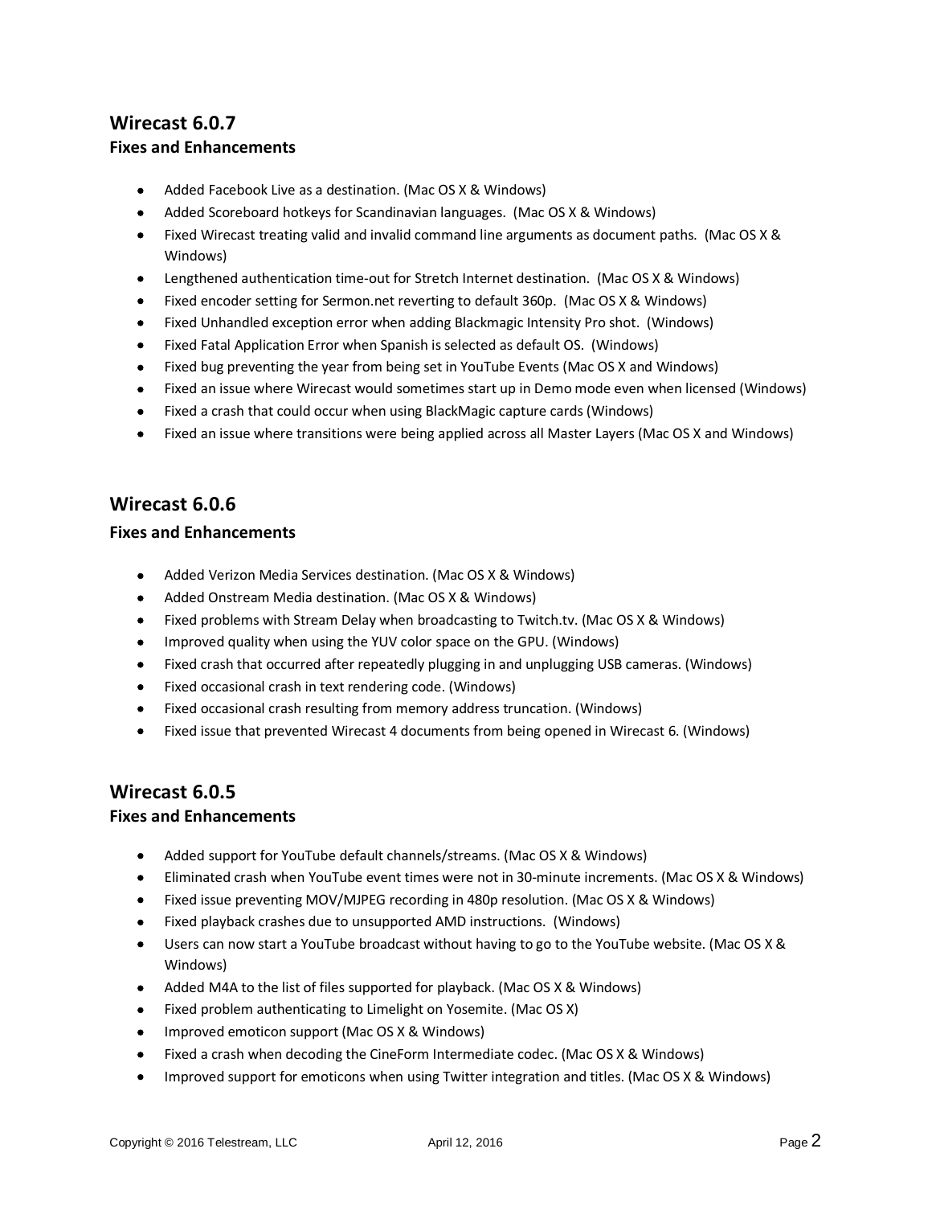## Wirecast 6.0.7

### Fixes and Enhancements

- Added Facebook Live as a destination. (Mac OS X & Windows)
- Added Scoreboard hotkeys for Scandinavian languages. (Mac OS X & Windows)
- Fixed Wirecast treating valid and invalid command line arguments as document paths. (Mac OS X & Windows)
- Lengthened authentication time-out for Stretch Internet destination. (Mac OS X & Windows)
- Fixed encoder setting for Sermon.net reverting to default 360p. (Mac OS X & Windows)
- Fixed Unhandled exception error when adding Blackmagic Intensity Pro shot. (Windows)
- Fixed Fatal Application Error when Spanish is selected as default OS. (Windows)
- Fixed bug preventing the year from being set in YouTube Events (Mac OS X and Windows)
- Fixed an issue where Wirecast would sometimes start up in Demo mode even when licensed (Windows)
- Fixed a crash that could occur when using BlackMagic capture cards (Windows)
- Fixed an issue where transitions were being applied across all Master Layers (Mac OS X and Windows)

## Wirecast 6.0.6

### Fixes and Enhancements

- Added Verizon Media Services destination. (Mac OS X & Windows)
- Added Onstream Media destination. (Mac OS X & Windows)
- Fixed problems with Stream Delay when broadcasting to Twitch.tv. (Mac OS X & Windows)
- Improved quality when using the YUV color space on the GPU. (Windows)
- Fixed crash that occurred after repeatedly plugging in and unplugging USB cameras. (Windows)
- Fixed occasional crash in text rendering code. (Windows)
- Fixed occasional crash resulting from memory address truncation. (Windows)
- Fixed issue that prevented Wirecast 4 documents from being opened in Wirecast 6. (Windows)

## Wirecast 6.0.5

### Fixes and Enhancements

- Added support for YouTube default channels/streams. (Mac OS X & Windows)
- Eliminated crash when YouTube event times were not in 30-minute increments. (Mac OS X & Windows)
- Fixed issue preventing MOV/MJPEG recording in 480p resolution. (Mac OS X & Windows)
- Fixed playback crashes due to unsupported AMD instructions. (Windows)
- Users can now start a YouTube broadcast without having to go to the YouTube website. (Mac OS X & Windows)
- Added M4A to the list of files supported for playback. (Mac OS X & Windows)
- Fixed problem authenticating to Limelight on Yosemite. (Mac OS X)
- Improved emoticon support (Mac OS X & Windows)
- Fixed a crash when decoding the CineForm Intermediate codec. (Mac OS X & Windows)
- Improved support for emoticons when using Twitter integration and titles. (Mac OS X & Windows)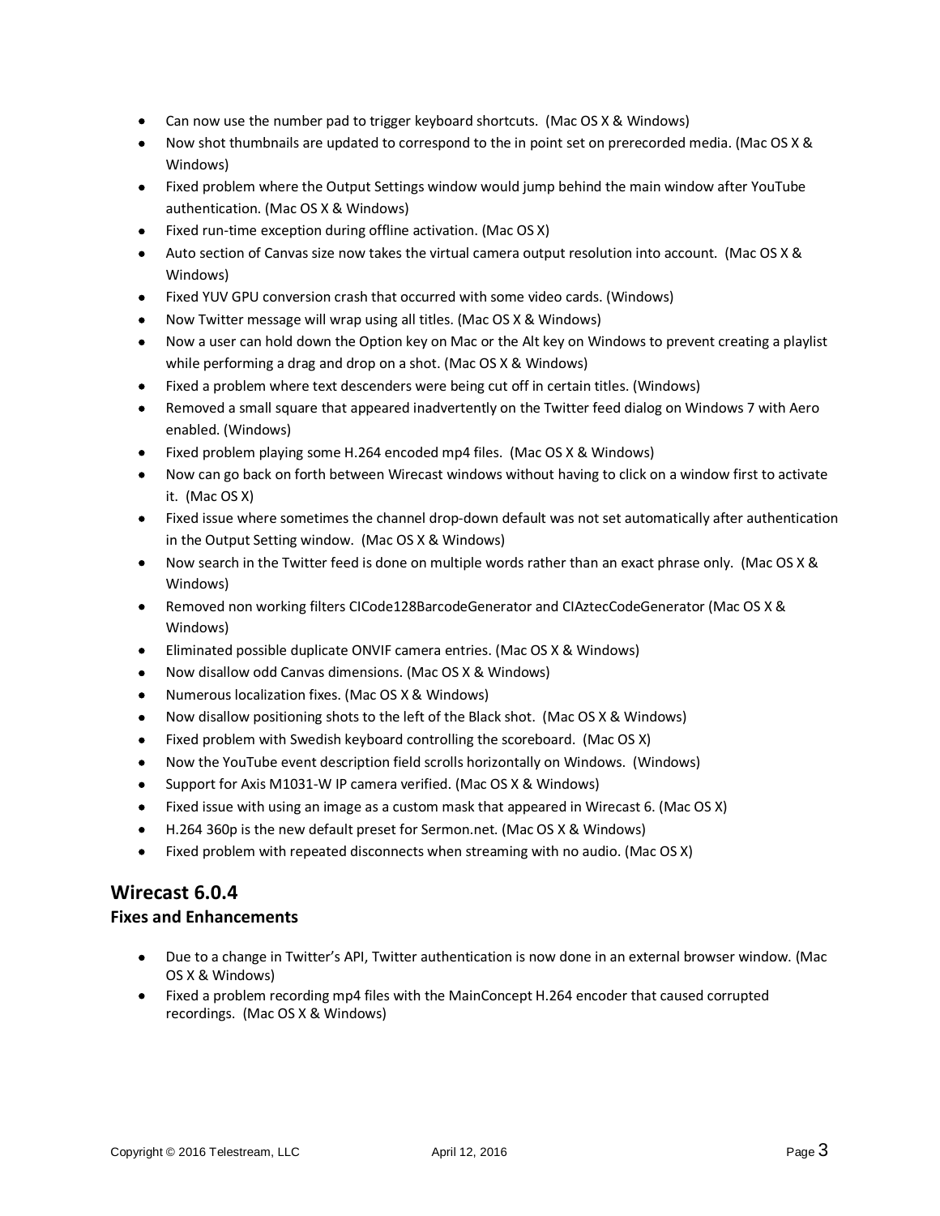- Can now use the number pad to trigger keyboard shortcuts. (Mac OS X & Windows)
- Now shot thumbnails are updated to correspond to the in point set on prerecorded media. (Mac OS X & Windows)
- Fixed problem where the Output Settings window would jump behind the main window after YouTube authentication. (Mac OS X & Windows)
- Fixed run-time exception during offline activation. (Mac OS X)
- Auto section of Canvas size now takes the virtual camera output resolution into account. (Mac OS X & Windows)
- Fixed YUV GPU conversion crash that occurred with some video cards. (Windows)
- Now Twitter message will wrap using all titles. (Mac OS X & Windows)
- Now a user can hold down the Option key on Mac or the Alt key on Windows to prevent creating a playlist while performing a drag and drop on a shot. (Mac OS X & Windows)
- Fixed a problem where text descenders were being cut off in certain titles. (Windows)
- Removed a small square that appeared inadvertently on the Twitter feed dialog on Windows 7 with Aero enabled. (Windows)
- Fixed problem playing some H.264 encoded mp4 files. (Mac OS X & Windows)
- Now can go back on forth between Wirecast windows without having to click on a window first to activate it. (Mac OS X)
- Fixed issue where sometimes the channel drop-down default was not set automatically after authentication in the Output Setting window. (Mac OS X & Windows)
- Now search in the Twitter feed is done on multiple words rather than an exact phrase only. (Mac OS X & Windows)
- Removed non working filters CICode128BarcodeGenerator and CIAztecCodeGenerator (Mac OS X & Windows)
- Eliminated possible duplicate ONVIF camera entries. (Mac OS X & Windows)
- Now disallow odd Canvas dimensions. (Mac OS X & Windows)
- Numerous localization fixes. (Mac OS X & Windows)
- Now disallow positioning shots to the left of the Black shot. (Mac OS X & Windows)
- Fixed problem with Swedish keyboard controlling the scoreboard. (Mac OS X)
- Now the YouTube event description field scrolls horizontally on Windows. (Windows)
- Support for Axis M1031-W IP camera verified. (Mac OS X & Windows)
- Fixed issue with using an image as a custom mask that appeared in Wirecast 6. (Mac OS X)
- H.264 360p is the new default preset for Sermon.net. (Mac OS X & Windows)
- Fixed problem with repeated disconnects when streaming with no audio. (Mac OS X)

## Wirecast 6.0.4

### Fixes and Enhancements

- Due to a change in Twitter's API, Twitter authentication is now done in an external browser window. (Mac OS X & Windows)
- Fixed a problem recording mp4 files with the MainConcept H.264 encoder that caused corrupted recordings. (Mac OS X & Windows)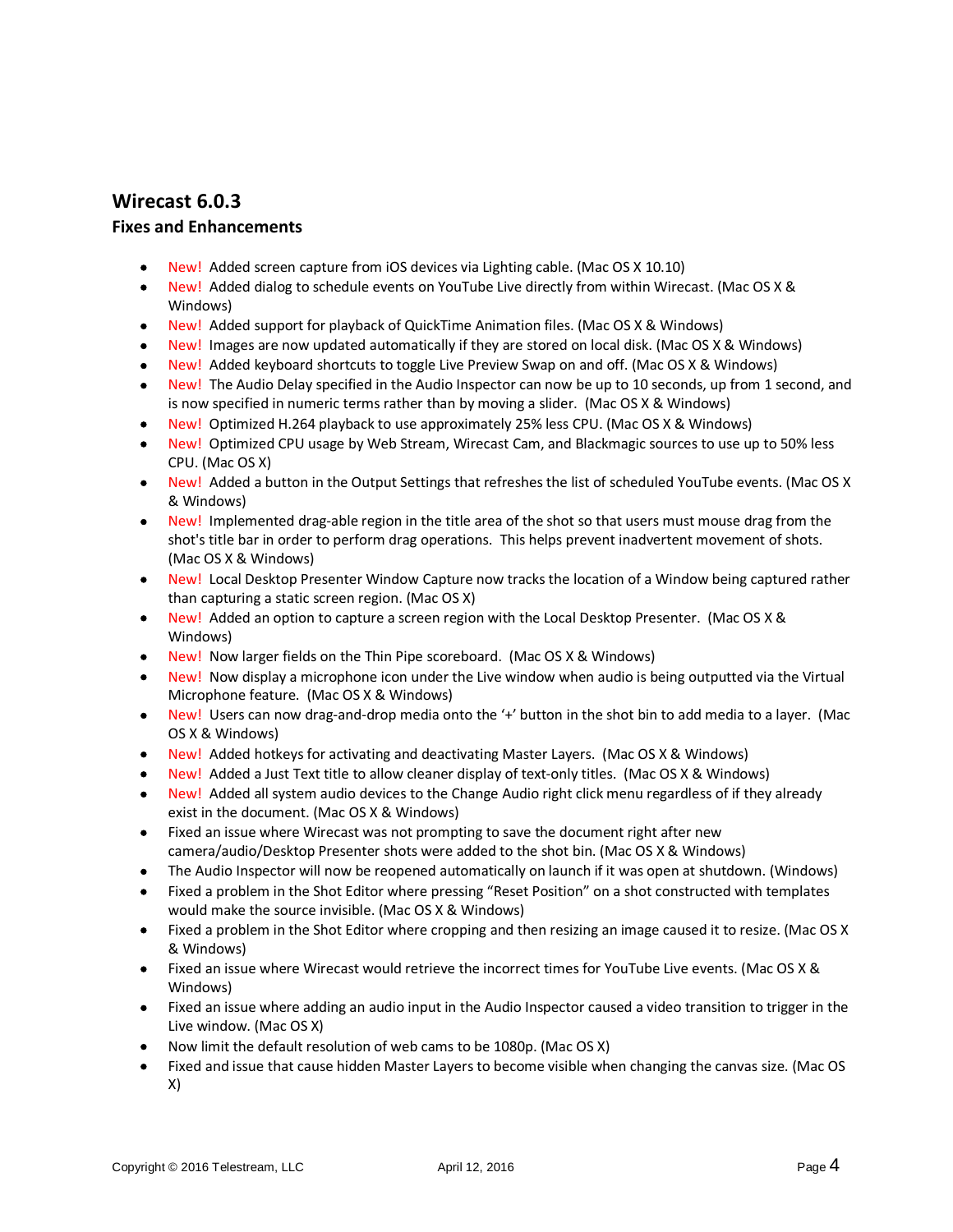## Wirecast 6.0.3

### Fixes and Enhancements

- New! Added screen capture from iOS devices via Lighting cable. (Mac OS X 10.10)
- New! Added dialog to schedule events on YouTube Live directly from within Wirecast. (Mac OS X & Windows)
- New! Added support for playback of QuickTime Animation files. (Mac OS X & Windows)
- New! Images are now updated automatically if they are stored on local disk. (Mac OS X & Windows)
- New! Added keyboard shortcuts to toggle Live Preview Swap on and off. (Mac OS X & Windows)
- New! The Audio Delay specified in the Audio Inspector can now be up to 10 seconds, up from 1 second, and is now specified in numeric terms rather than by moving a slider. (Mac OS X & Windows)
- New! Optimized H.264 playback to use approximately 25% less CPU. (Mac OS X & Windows)
- New! Optimized CPU usage by Web Stream, Wirecast Cam, and Blackmagic sources to use up to 50% less CPU. (Mac OS X)
- New! Added a button in the Output Settings that refreshes the list of scheduled YouTube events. (Mac OS X & Windows)
- New! Implemented drag-able region in the title area of the shot so that users must mouse drag from the shot's title bar in order to perform drag operations. This helps prevent inadvertent movement of shots. (Mac OS X & Windows)
- New! Local Desktop Presenter Window Capture now tracks the location of a Window being captured rather than capturing a static screen region. (Mac OS X)
- New! Added an option to capture a screen region with the Local Desktop Presenter. (Mac OS X & Windows)
- New! Now larger fields on the Thin Pipe scoreboard. (Mac OS X & Windows)
- New! Now display a microphone icon under the Live window when audio is being outputted via the Virtual Microphone feature. (Mac OS X & Windows)
- New! Users can now drag-and-drop media onto the '+' button in the shot bin to add media to a layer. (Mac OS X & Windows)
- New! Added hotkeys for activating and deactivating Master Layers. (Mac OS X & Windows)
- New! Added a Just Text title to allow cleaner display of text-only titles. (Mac OS X & Windows)
- New! Added all system audio devices to the Change Audio right click menu regardless of if they already exist in the document. (Mac OS X & Windows)
- Fixed an issue where Wirecast was not prompting to save the document right after new camera/audio/Desktop Presenter shots were added to the shot bin. (Mac OS X & Windows)
- The Audio Inspector will now be reopened automatically on launch if it was open at shutdown. (Windows)
- Fixed a problem in the Shot Editor where pressing "Reset Position" on a shot constructed with templates would make the source invisible. (Mac OS X & Windows)
- Fixed a problem in the Shot Editor where cropping and then resizing an image caused it to resize. (Mac OS X & Windows)
- Fixed an issue where Wirecast would retrieve the incorrect times for YouTube Live events. (Mac OS X & Windows)
- Fixed an issue where adding an audio input in the Audio Inspector caused a video transition to trigger in the Live window. (Mac OS X)
- Now limit the default resolution of web cams to be 1080p. (Mac OS X)
- Fixed and issue that cause hidden Master Layers to become visible when changing the canvas size. (Mac OS X)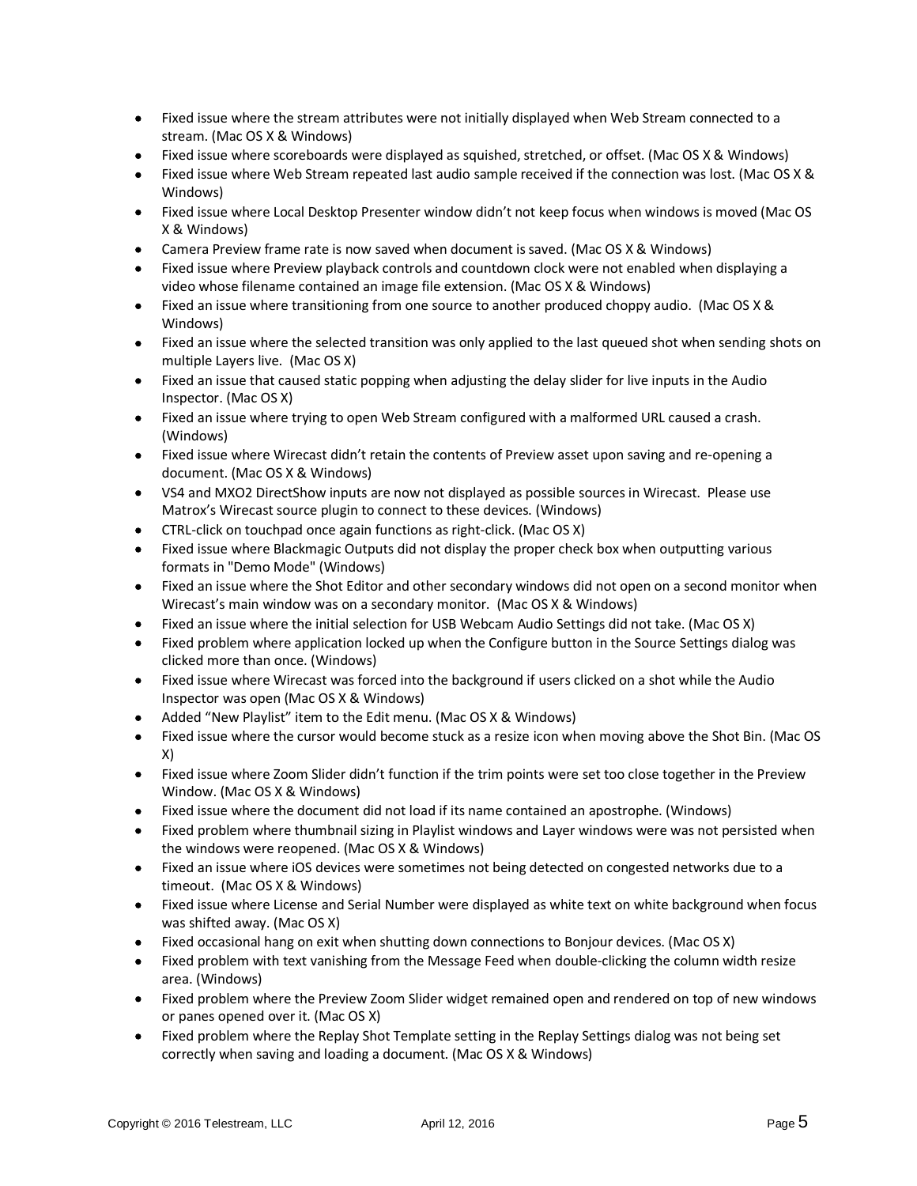- Fixed issue where the stream attributes were not initially displayed when Web Stream connected to a stream. (Mac OS X & Windows)
- Fixed issue where scoreboards were displayed as squished, stretched, or offset. (Mac OS X & Windows)
- Fixed issue where Web Stream repeated last audio sample received if the connection was lost. (Mac OS X & Windows)
- Fixed issue where Local Desktop Presenter window didn't not keep focus when windows is moved (Mac OS X & Windows)
- Camera Preview frame rate is now saved when document is saved. (Mac OS X & Windows)
- Fixed issue where Preview playback controls and countdown clock were not enabled when displaying a video whose filename contained an image file extension. (Mac OS X & Windows)
- Fixed an issue where transitioning from one source to another produced choppy audio. (Mac OS X & Windows)
- Fixed an issue where the selected transition was only applied to the last queued shot when sending shots on multiple Layers live. (Mac OS X)
- Fixed an issue that caused static popping when adjusting the delay slider for live inputs in the Audio Inspector. (Mac OS X)
- Fixed an issue where trying to open Web Stream configured with a malformed URL caused a crash. (Windows)
- Fixed issue where Wirecast didn't retain the contents of Preview asset upon saving and re-opening a document. (Mac OS X & Windows)
- VS4 and MXO2 DirectShow inputs are now not displayed as possible sources in Wirecast. Please use Matrox's Wirecast source plugin to connect to these devices. (Windows)
- CTRL-click on touchpad once again functions as right-click. (Mac OS X)
- Fixed issue where Blackmagic Outputs did not display the proper check box when outputting various formats in "Demo Mode" (Windows)
- Fixed an issue where the Shot Editor and other secondary windows did not open on a second monitor when Wirecast's main window was on a secondary monitor. (Mac OS X & Windows)
- Fixed an issue where the initial selection for USB Webcam Audio Settings did not take. (Mac OS X)
- Fixed problem where application locked up when the Configure button in the Source Settings dialog was clicked more than once. (Windows)
- Fixed issue where Wirecast was forced into the background if users clicked on a shot while the Audio Inspector was open (Mac OS X & Windows)
- Added "New Playlist" item to the Edit menu. (Mac OS X & Windows)
- Fixed issue where the cursor would become stuck as a resize icon when moving above the Shot Bin. (Mac OS X)
- Fixed issue where Zoom Slider didn't function if the trim points were set too close together in the Preview Window. (Mac OS X & Windows)
- Fixed issue where the document did not load if its name contained an apostrophe. (Windows)
- Fixed problem where thumbnail sizing in Playlist windows and Layer windows were was not persisted when the windows were reopened. (Mac OS X & Windows)
- Fixed an issue where iOS devices were sometimes not being detected on congested networks due to a timeout. (Mac OS X & Windows)
- Fixed issue where License and Serial Number were displayed as white text on white background when focus was shifted away. (Mac OS X)
- Fixed occasional hang on exit when shutting down connections to Bonjour devices. (Mac OS X)
- Fixed problem with text vanishing from the Message Feed when double-clicking the column width resize area. (Windows)
- Fixed problem where the Preview Zoom Slider widget remained open and rendered on top of new windows or panes opened over it. (Mac OS X)
- Fixed problem where the Replay Shot Template setting in the Replay Settings dialog was not being set correctly when saving and loading a document. (Mac OS X & Windows)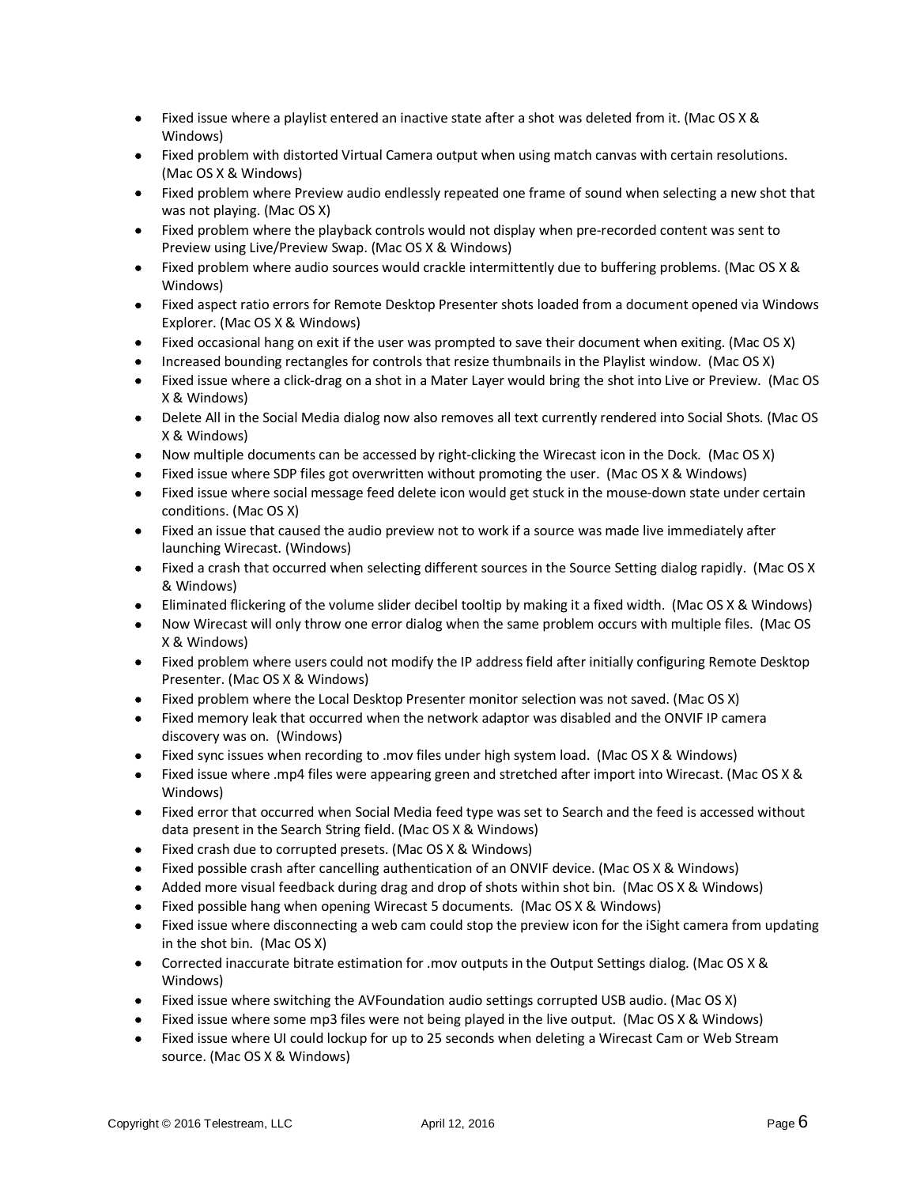- Fixed issue where a playlist entered an inactive state after a shot was deleted from it. (Mac OS X & Windows)
- Fixed problem with distorted Virtual Camera output when using match canvas with certain resolutions. (Mac OS X & Windows)
- Fixed problem where Preview audio endlessly repeated one frame of sound when selecting a new shot that was not playing. (Mac OS X)
- Fixed problem where the playback controls would not display when pre-recorded content was sent to Preview using Live/Preview Swap. (Mac OS X & Windows)
- Fixed problem where audio sources would crackle intermittently due to buffering problems. (Mac OS X & Windows)
- Fixed aspect ratio errors for Remote Desktop Presenter shots loaded from a document opened via Windows Explorer. (Mac OS X & Windows)
- Fixed occasional hang on exit if the user was prompted to save their document when exiting. (Mac OS X)
- Increased bounding rectangles for controls that resize thumbnails in the Playlist window. (Mac OS X)
- Fixed issue where a click-drag on a shot in a Mater Layer would bring the shot into Live or Preview. (Mac OS X & Windows)
- Delete All in the Social Media dialog now also removes all text currently rendered into Social Shots. (Mac OS X & Windows)
- Now multiple documents can be accessed by right-clicking the Wirecast icon in the Dock. (Mac OS X)
- Fixed issue where SDP files got overwritten without promoting the user. (Mac OS X & Windows)
- Fixed issue where social message feed delete icon would get stuck in the mouse-down state under certain conditions. (Mac OS X)
- Fixed an issue that caused the audio preview not to work if a source was made live immediately after launching Wirecast. (Windows)
- Fixed a crash that occurred when selecting different sources in the Source Setting dialog rapidly. (Mac OS X & Windows)
- Eliminated flickering of the volume slider decibel tooltip by making it a fixed width. (Mac OS X & Windows)
- Now Wirecast will only throw one error dialog when the same problem occurs with multiple files. (Mac OS X & Windows)
- Fixed problem where users could not modify the IP address field after initially configuring Remote Desktop Presenter. (Mac OS X & Windows)
- Fixed problem where the Local Desktop Presenter monitor selection was not saved. (Mac OS X)
- Fixed memory leak that occurred when the network adaptor was disabled and the ONVIF IP camera discovery was on. (Windows)
- Fixed sync issues when recording to .mov files under high system load. (Mac OS X & Windows)
- Fixed issue where .mp4 files were appearing green and stretched after import into Wirecast. (Mac OS X & Windows)
- Fixed error that occurred when Social Media feed type was set to Search and the feed is accessed without data present in the Search String field. (Mac OS X & Windows)
- Fixed crash due to corrupted presets. (Mac OS X & Windows)
- Fixed possible crash after cancelling authentication of an ONVIF device. (Mac OS X & Windows)
- Added more visual feedback during drag and drop of shots within shot bin. (Mac OS X & Windows)
- Fixed possible hang when opening Wirecast 5 documents. (Mac OS X & Windows)
- Fixed issue where disconnecting a web cam could stop the preview icon for the iSight camera from updating in the shot bin. (Mac OS X)
- Corrected inaccurate bitrate estimation for .mov outputs in the Output Settings dialog. (Mac OS X & Windows)
- Fixed issue where switching the AVFoundation audio settings corrupted USB audio. (Mac OS X)
- Fixed issue where some mp3 files were not being played in the live output. (Mac OS X & Windows)
- Fixed issue where UI could lockup for up to 25 seconds when deleting a Wirecast Cam or Web Stream source. (Mac OS X & Windows)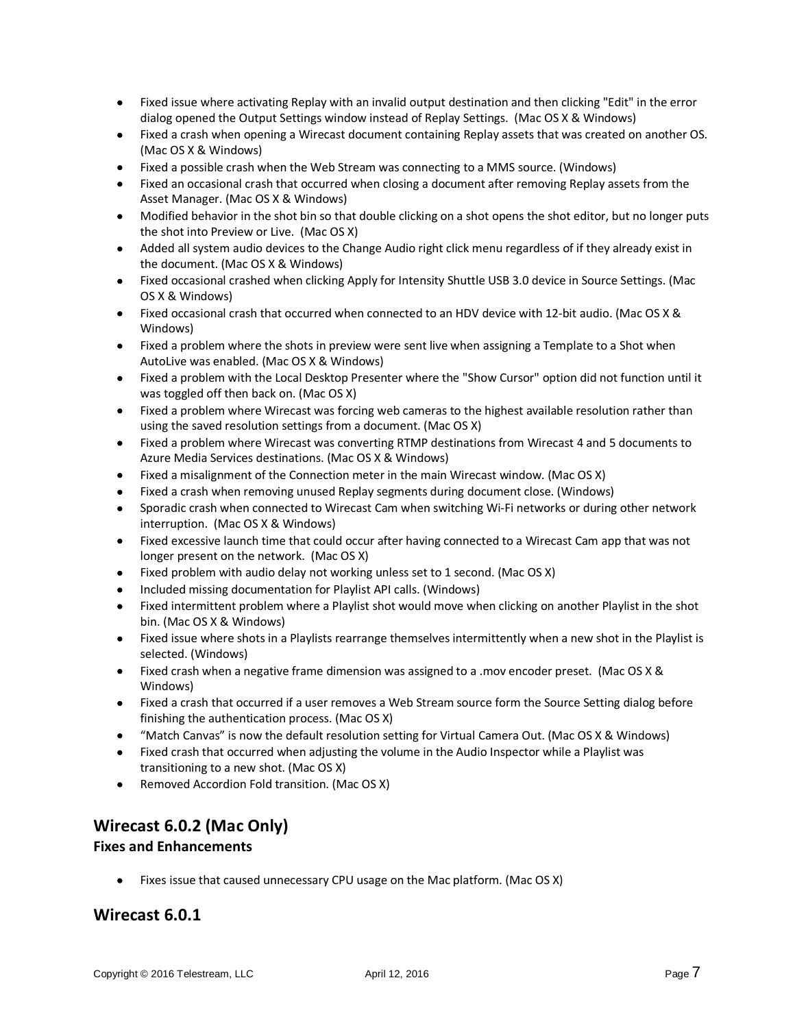- Fixed issue where activating Replay with an invalid output destination and then clicking "Edit" in the error dialog opened the Output Settings window instead of Replay Settings. (Mac OS X & Windows)
- Fixed a crash when opening a Wirecast document containing Replay assets that was created on another OS. (Mac OS X & Windows)
- Fixed a possible crash when the Web Stream was connecting to a MMS source. (Windows)
- Fixed an occasional crash that occurred when closing a document after removing Replay assets from the Asset Manager. (Mac OS X & Windows)
- Modified behavior in the shot bin so that double clicking on a shot opens the shot editor, but no longer puts the shot into Preview or Live. (Mac OS X)
- Added all system audio devices to the Change Audio right click menu regardless of if they already exist in the document. (Mac OS X & Windows)
- Fixed occasional crashed when clicking Apply for Intensity Shuttle USB 3.0 device in Source Settings. (Mac OS X & Windows)
- Fixed occasional crash that occurred when connected to an HDV device with 12-bit audio. (Mac OS X & Windows)
- Fixed a problem where the shots in preview were sent live when assigning a Template to a Shot when AutoLive was enabled. (Mac OS X & Windows)
- Fixed a problem with the Local Desktop Presenter where the "Show Cursor" option did not function until it was toggled off then back on. (Mac OS X)
- Fixed a problem where Wirecast was forcing web cameras to the highest available resolution rather than using the saved resolution settings from a document. (Mac OS X)
- Fixed a problem where Wirecast was converting RTMP destinations from Wirecast 4 and 5 documents to Azure Media Services destinations. (Mac OS X & Windows)
- Fixed a misalignment of the Connection meter in the main Wirecast window. (Mac OS X)
- Fixed a crash when removing unused Replay segments during document close. (Windows)
- Sporadic crash when connected to Wirecast Cam when switching Wi-Fi networks or during other network interruption. (Mac OS X & Windows)
- Fixed excessive launch time that could occur after having connected to a Wirecast Cam app that was not longer present on the network. (Mac OS X)
- Fixed problem with audio delay not working unless set to 1 second. (Mac OS X)
- Included missing documentation for Playlist API calls. (Windows)
- Fixed intermittent problem where a Playlist shot would move when clicking on another Playlist in the shot bin. (Mac OS X & Windows)
- Fixed issue where shots in a Playlists rearrange themselves intermittently when a new shot in the Playlist is selected. (Windows)
- Fixed crash when a negative frame dimension was assigned to a .mov encoder preset. (Mac OS X & Windows)
- Fixed a crash that occurred if a user removes a Web Stream source form the Source Setting dialog before finishing the authentication process. (Mac OS X)
- “Match Canvas” is now the default resolution setting for Virtual Camera Out. (Mac OS X & Windows)
- Fixed crash that occurred when adjusting the volume in the Audio Inspector while a Playlist was transitioning to a new shot. (Mac OS X)
- Removed Accordion Fold transition. (Mac OS X)

## Wirecast 6.0.2 (Mac Only)

### Fixes and Enhancements

- Fixes issue that caused unnecessary CPU usage on the Mac platform. (Mac OS X)

## Wirecast 6.0.1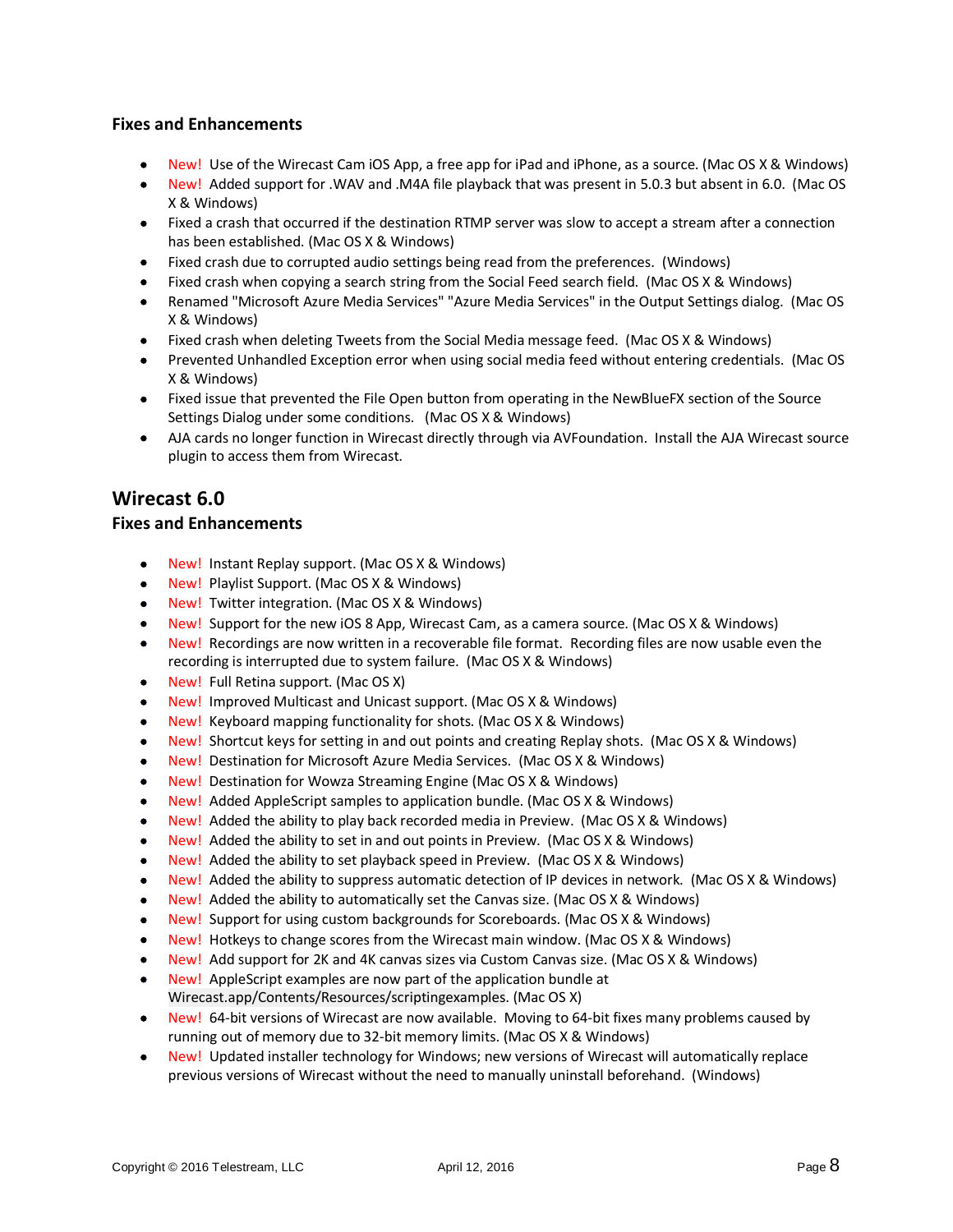### Fixes and Enhancements

- New! Use of the Wirecast Cam iOS App, a free app for iPad and iPhone, as a source. (Mac OS X & Windows)
- New! Added support for .WAV and .M4A file playback that was present in 5.0.3 but absent in 6.0. (Mac OS X & Windows)
- Fixed a crash that occurred if the destination RTMP server was slow to accept a stream after a connection has been established. (Mac OS X & Windows)
- Fixed crash due to corrupted audio settings being read from the preferences. (Windows)
- Fixed crash when copying a search string from the Social Feed search field. (Mac OS X & Windows)
- Renamed "Microsoft Azure Media Services" "Azure Media Services" in the Output Settings dialog. (Mac OS X & Windows)
- Fixed crash when deleting Tweets from the Social Media message feed. (Mac OS X & Windows)
- Prevented Unhandled Exception error when using social media feed without entering credentials. (Mac OS X & Windows)
- Fixed issue that prevented the File Open button from operating in the NewBlueFX section of the Source Settings Dialog under some conditions. (Mac OS X & Windows)
- AJA cards no longer function in Wirecast directly through via AVFoundation. Install the AJA Wirecast source plugin to access them from Wirecast.

## Wirecast 6.0

### Fixes and Enhancements

- New! Instant Replay support. (Mac OS X & Windows)
- New! Playlist Support. (Mac OS X & Windows)
- New! Twitter integration. (Mac OS X & Windows)
- New! Support for the new iOS 8 App, Wirecast Cam, as a camera source. (Mac OS X & Windows)
- New! Recordings are now written in a recoverable file format. Recording files are now usable even the recording is interrupted due to system failure. (Mac OS X & Windows)
- New! Full Retina support. (Mac OS X)
- New! Improved Multicast and Unicast support. (Mac OS X & Windows)
- New! Keyboard mapping functionality for shots. (Mac OS X & Windows)
- New! Shortcut keys for setting in and out points and creating Replay shots. (Mac OS X & Windows)
- New! Destination for Microsoft Azure Media Services. (Mac OS X & Windows)
- New! Destination for Wowza Streaming Engine (Mac OS X & Windows)
- New! Added AppleScript samples to application bundle. (Mac OS X & Windows)
- New! Added the ability to play back recorded media in Preview. (Mac OS X & Windows)
- New! Added the ability to set in and out points in Preview. (Mac OS X & Windows)
- New! Added the ability to set playback speed in Preview. (Mac OS X & Windows)
- New! Added the ability to suppress automatic detection of IP devices in network. (Mac OS X & Windows)
- New! Added the ability to automatically set the Canvas size. (Mac OS X & Windows)
- New! Support for using custom backgrounds for Scoreboards. (Mac OS X & Windows)
- New! Hotkeys to change scores from the Wirecast main window. (Mac OS X & Windows)
- New! Add support for 2K and 4K canvas sizes via Custom Canvas size. (Mac OS X & Windows)
- New! AppleScript examples are now part of the application bundle at Wirecast.app/Contents/Resources/scriptingexamples. (Mac OS X)
- New! 64-bit versions of Wirecast are now available. Moving to 64-bit fixes many problems caused by running out of memory due to 32-bit memory limits. (Mac OS X & Windows)
- New! Updated installer technology for Windows; new versions of Wirecast will automatically replace previous versions of Wirecast without the need to manually uninstall beforehand. (Windows)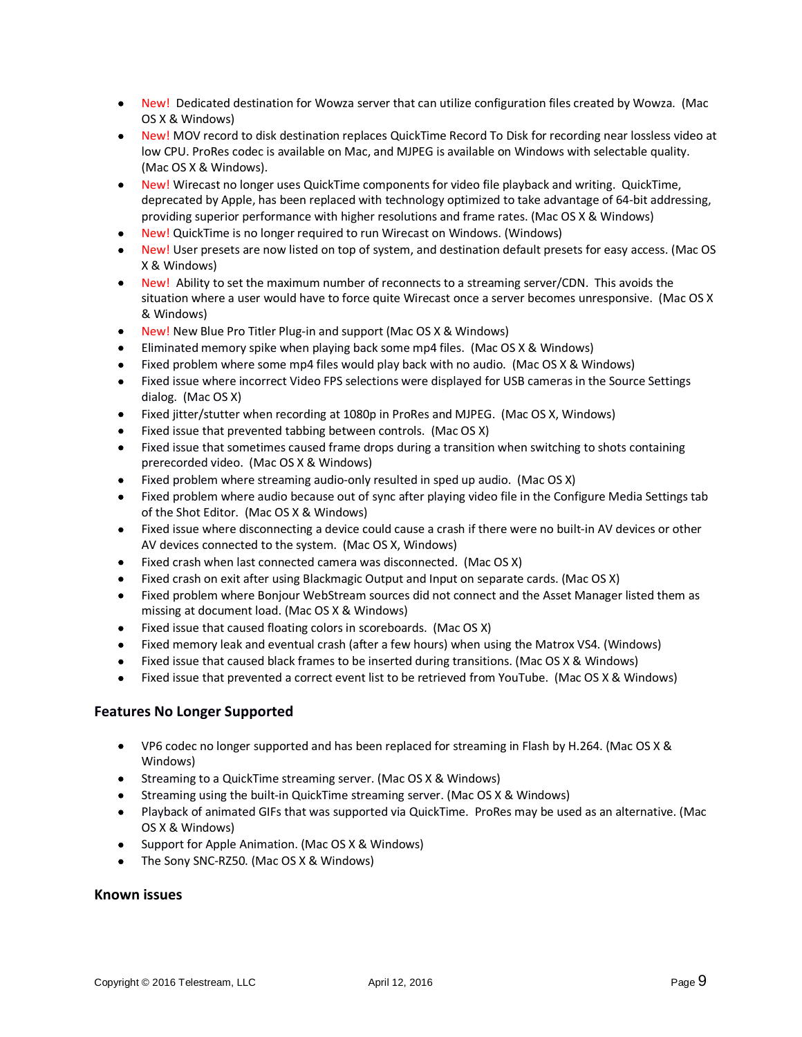- New! Dedicated destination for Wowza server that can utilize configuration files created by Wowza. (Mac OS X & Windows)
- New! MOV record to disk destination replaces QuickTime Record To Disk for recording near lossless video at low CPU. ProRes codec is available on Mac, and MJPEG is available on Windows with selectable quality. (Mac OS X & Windows).
- New! Wirecast no longer uses QuickTime components for video file playback and writing. QuickTime, deprecated by Apple, has been replaced with technology optimized to take advantage of 64-bit addressing, providing superior performance with higher resolutions and frame rates. (Mac OS X & Windows)
- New! QuickTime is no longer required to run Wirecast on Windows. (Windows)
- New! User presets are now listed on top of system, and destination default presets for easy access. (Mac OS X & Windows)
- New! Ability to set the maximum number of reconnects to a streaming server/CDN. This avoids the situation where a user would have to force quite Wirecast once a server becomes unresponsive. (Mac OS X & Windows)
- New! New Blue Pro Titler Plug-in and support (Mac OS X & Windows)
- Eliminated memory spike when playing back some mp4 files. (Mac OS X & Windows)
- Fixed problem where some mp4 files would play back with no audio. (Mac OS X & Windows)
- Fixed issue where incorrect Video FPS selections were displayed for USB cameras in the Source Settings dialog. (Mac OS X)
- Fixed jitter/stutter when recording at 1080p in ProRes and MJPEG. (Mac OS X, Windows)
- Fixed issue that prevented tabbing between controls. (Mac OS X)
- Fixed issue that sometimes caused frame drops during a transition when switching to shots containing prerecorded video. (Mac OS X & Windows)
- Fixed problem where streaming audio-only resulted in sped up audio. (Mac OS X)
- Fixed problem where audio because out of sync after playing video file in the Configure Media Settings tab of the Shot Editor. (Mac OS X & Windows)
- Fixed issue where disconnecting a device could cause a crash if there were no built-in AV devices or other AV devices connected to the system. (Mac OS X, Windows)
- Fixed crash when last connected camera was disconnected. (Mac OS X)
- Fixed crash on exit after using Blackmagic Output and Input on separate cards. (Mac OS X)
- Fixed problem where Bonjour WebStream sources did not connect and the Asset Manager listed them as missing at document load. (Mac OS X & Windows)
- Fixed issue that caused floating colors in scoreboards. (Mac OS X)
- Fixed memory leak and eventual crash (after a few hours) when using the Matrox VS4. (Windows)
- Fixed issue that caused black frames to be inserted during transitions. (Mac OS X & Windows)
- Fixed issue that prevented a correct event list to be retrieved from YouTube. (Mac OS X & Windows)

### Features No Longer Supported

- VP6 codec no longer supported and has been replaced for streaming in Flash by H.264. (Mac OS X & Windows)
- Streaming to a QuickTime streaming server. (Mac OS X & Windows)
- Streaming using the built-in QuickTime streaming server. (Mac OS X & Windows)
- Playback of animated GIFs that was supported via QuickTime. ProRes may be used as an alternative. (Mac OS X & Windows)
- Support for Apple Animation. (Mac OS X & Windows)
- The Sony SNC-RZ50. (Mac OS X & Windows)

### Known issues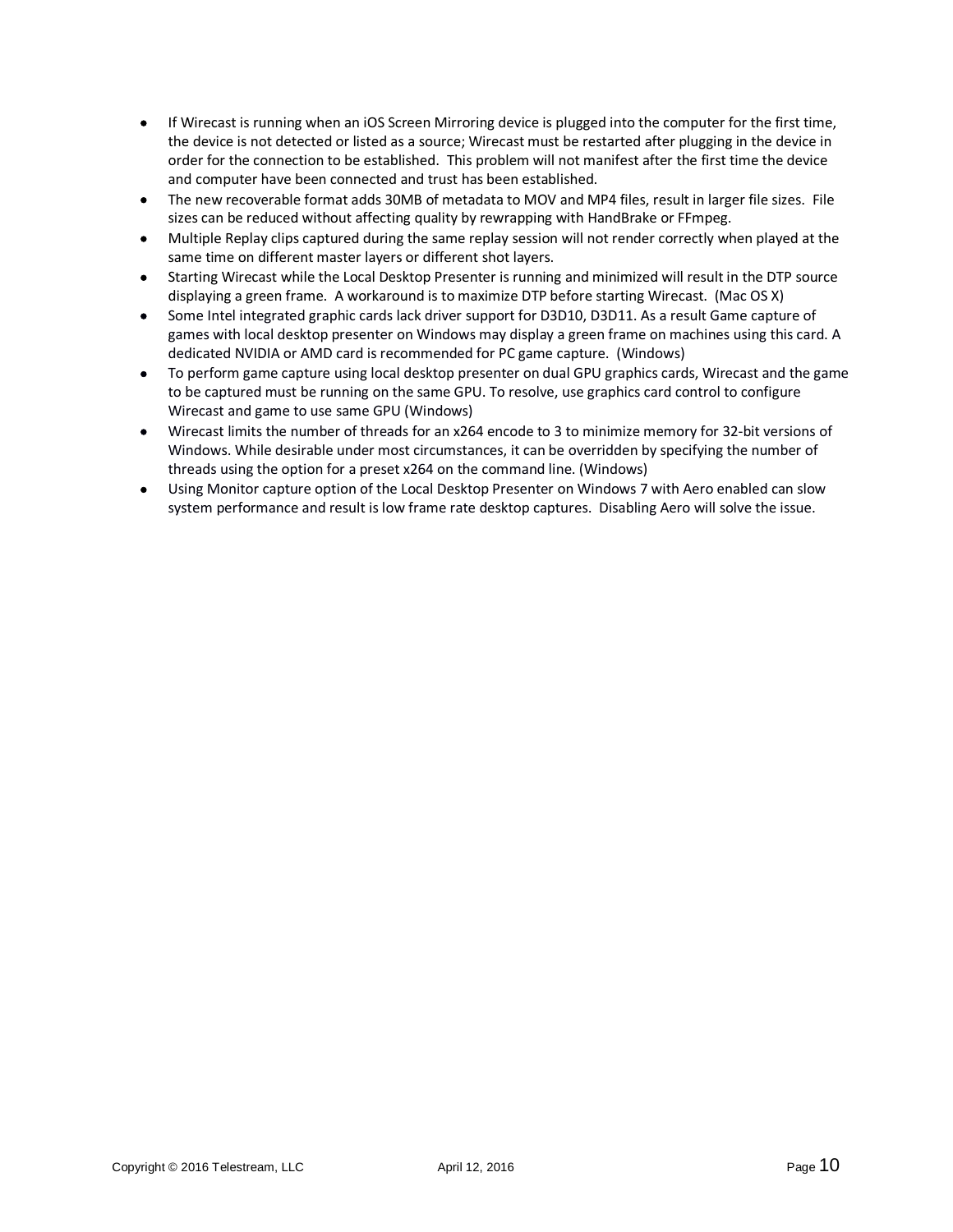- If Wirecast is running when an iOS Screen Mirroring device is plugged into the computer for the first time, the device is not detected or listed as a source; Wirecast must be restarted after plugging in the device in order for the connection to be established. This problem will not manifest after the first time the device and computer have been connected and trust has been established.
- The new recoverable format adds 30MB of metadata to MOV and MP4 files, result in larger file sizes. File sizes can be reduced without affecting quality by rewrapping with HandBrake or FFmpeg.
- Multiple Replay clips captured during the same replay session will not render correctly when played at the same time on different master layers or different shot layers.
- Starting Wirecast while the Local Desktop Presenter is running and minimized will result in the DTP source displaying a green frame. A workaround is to maximize DTP before starting Wirecast. (Mac OS X)
- Some Intel integrated graphic cards lack driver support for D3D10, D3D11. As a result Game capture of games with local desktop presenter on Windows may display a green frame on machines using this card. A dedicated NVIDIA or AMD card is recommended for PC game capture. (Windows)
- To perform game capture using local desktop presenter on dual GPU graphics cards, Wirecast and the game to be captured must be running on the same GPU. To resolve, use graphics card control to configure Wirecast and game to use same GPU (Windows)
- Wirecast limits the number of threads for an x264 encode to 3 to minimize memory for 32-bit versions of Windows. While desirable under most circumstances, it can be overridden by specifying the number of threads using the option for a preset x264 on the command line. (Windows)
- Using Monitor capture option of the Local Desktop Presenter on Windows 7 with Aero enabled can slow system performance and result is low frame rate desktop captures. Disabling Aero will solve the issue.